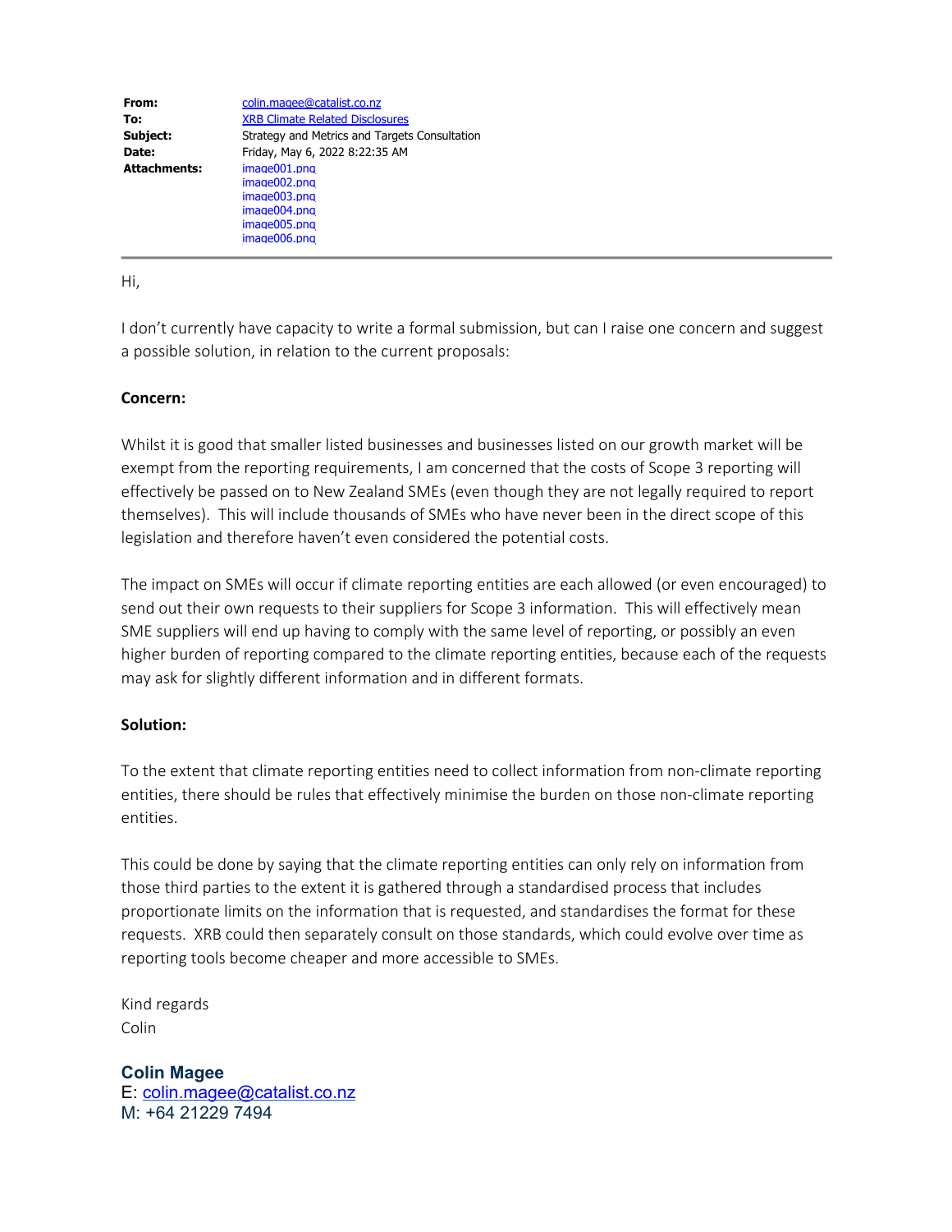**From:** colin.magee@catalist.co.nz
**To:** XRB Climate Related Disclosures
**Subject:** Strategy and Metrics and Targets Consultation
**Date:** Friday, May 6, 2022 8:22:35 AM
**Attachments:** image001.png
image002.png
image003.png
image004.png
image005.png
image006.png

---

Hi,

I don't currently have capacity to write a formal submission, but can I raise one concern and suggest a possible solution, in relation to the current proposals:

**Concern:**

Whilst it is good that smaller listed businesses and businesses listed on our growth market will be exempt from the reporting requirements, I am concerned that the costs of Scope 3 reporting will effectively be passed on to New Zealand SMEs (even though they are not legally required to report themselves). This will include thousands of SMEs who have never been in the direct scope of this legislation and therefore haven't even considered the potential costs.

The impact on SMEs will occur if climate reporting entities are each allowed (or even encouraged) to send out their own requests to their suppliers for Scope 3 information. This will effectively mean SME suppliers will end up having to comply with the same level of reporting, or possibly an even higher burden of reporting compared to the climate reporting entities, because each of the requests may ask for slightly different information and in different formats.

**Solution:**

To the extent that climate reporting entities need to collect information from non-climate reporting entities, there should be rules that effectively minimise the burden on those non-climate reporting entities.

This could be done by saying that the climate reporting entities can only rely on information from those third parties to the extent it is gathered through a standardised process that includes proportionate limits on the information that is requested, and standardises the format for these requests. XRB could then separately consult on those standards, which could evolve over time as reporting tools become cheaper and more accessible to SMEs.

Kind regards
Colin

**Colin Magee**
E: colin.magee@catalist.co.nz
M: +64 21229 7494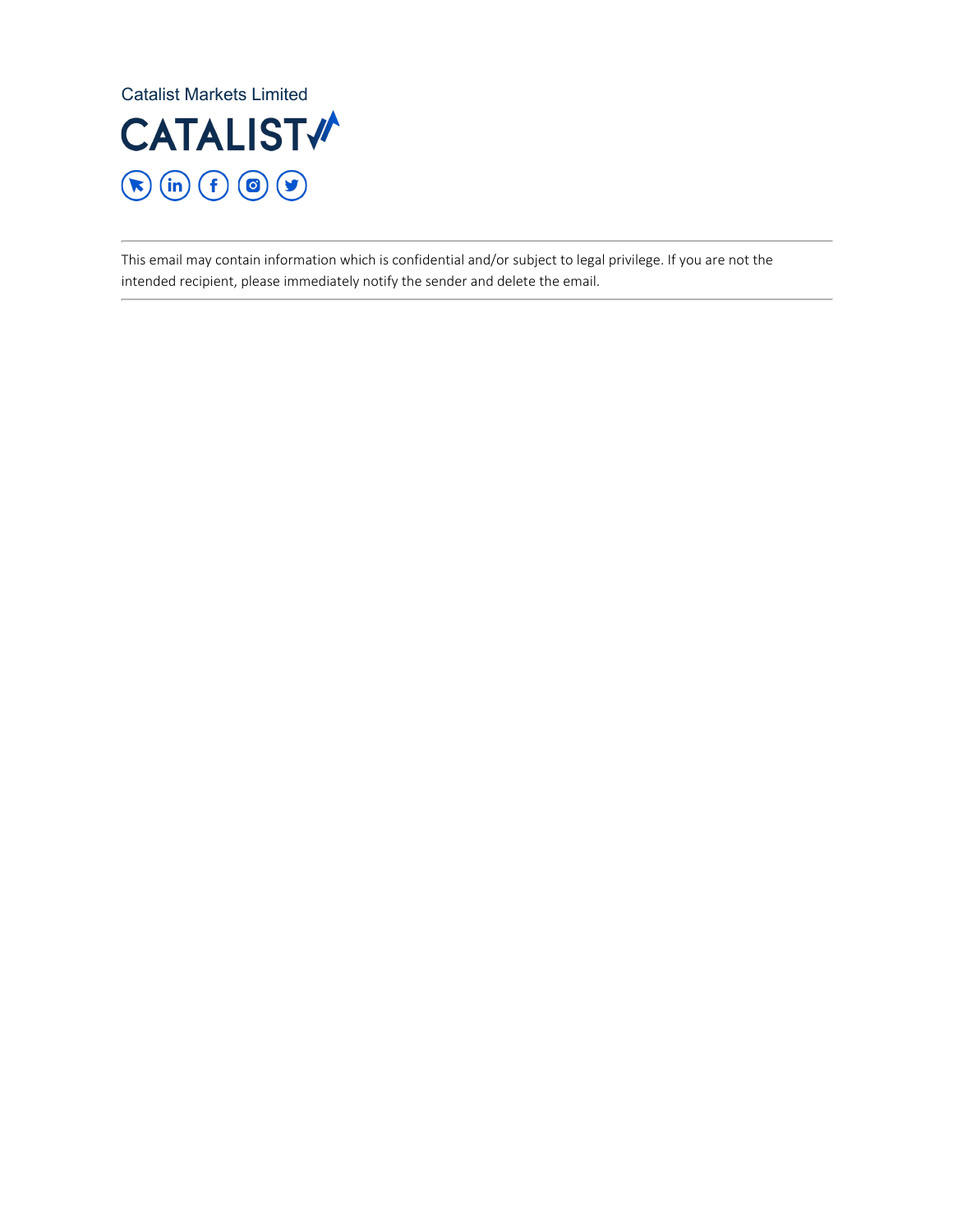Catalist Markets Limited

CATALIST

---

This email may contain information which is confidential and/or subject to legal privilege. If you are not the intended recipient, please immediately notify the sender and delete the email.

---